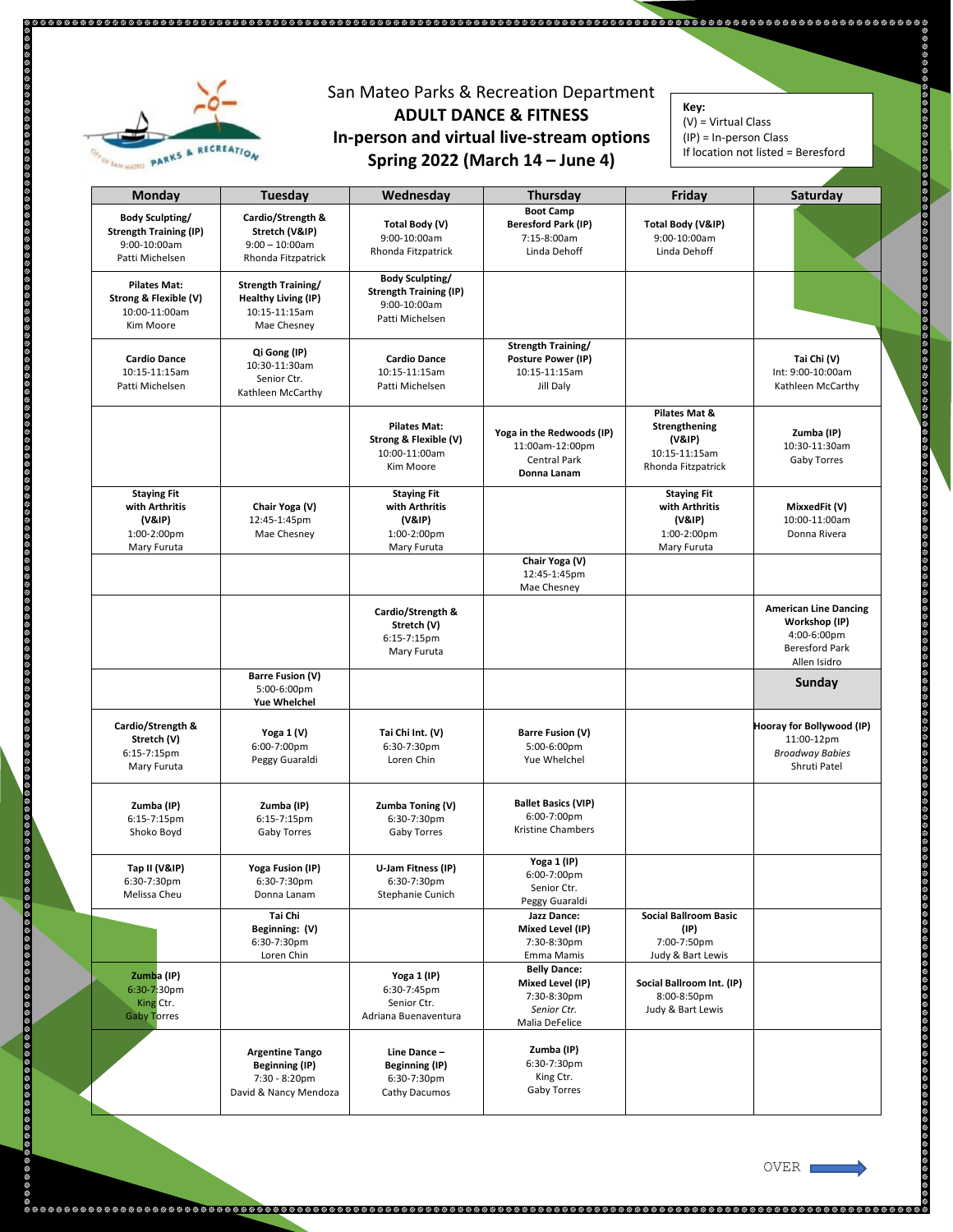San Mateo Parks & Recreation Department

# ADULT DANCE & FITNESS

## In-person and virtual live-stream options

## Spring 2022 (March 14 – June 4)

**Key:**
(V) = Virtual Class
(IP) = In-person Class
If location not listed = Beresford

| Monday | Tuesday | Wednesday | Thursday | Friday | Saturday |
|---|---|---|---|---|---|
| **Body Sculpting/ Strength Training (IP)** 9:00-10:00am Patti Michelsen | **Cardio/Strength & Stretch (V&IP)** 9:00 – 10:00am Rhonda Fitzpatrick | **Total Body (V)** 9:00-10:00am Rhonda Fitzpatrick | **Boot Camp Beresford Park (IP)** 7:15-8:00am Linda Dehoff | **Total Body (V&IP)** 9:00-10:00am Linda Dehoff | |
| **Pilates Mat: Strong & Flexible (V)** 10:00-11:00am Kim Moore | **Strength Training/ Healthy Living (IP)** 10:15-11:15am Mae Chesney | **Body Sculpting/ Strength Training (IP)** 9:00-10:00am Patti Michelsen | | | |
| **Cardio Dance** 10:15-11:15am Patti Michelsen | **Qi Gong (IP)** 10:30-11:30am Senior Ctr. Kathleen McCarthy | **Cardio Dance** 10:15-11:15am Patti Michelsen | **Strength Training/ Posture Power (IP)** 10:15-11:15am Jill Daly | | **Tai Chi (V)** Int: 9:00-10:00am Kathleen McCarthy |
| | | **Pilates Mat: Strong & Flexible (V)** 10:00-11:00am Kim Moore | **Yoga in the Redwoods (IP)** 11:00am-12:00pm Central Park **Donna Lanam** | **Pilates Mat & Strengthening (V&IP)** 10:15-11:15am Rhonda Fitzpatrick | **Zumba (IP)** 10:30-11:30am Gaby Torres |
| **Staying Fit with Arthritis (V&IP)** 1:00-2:00pm Mary Furuta | **Chair Yoga (V)** 12:45-1:45pm Mae Chesney | **Staying Fit with Arthritis (V&IP)** 1:00-2:00pm Mary Furuta | | **Staying Fit with Arthritis (V&IP)** 1:00-2:00pm Mary Furuta | **MixxedFit (V)** 10:00-11:00am Donna Rivera |
| | | | **Chair Yoga (V)** 12:45-1:45pm Mae Chesney | | |
| | | **Cardio/Strength & Stretch (V)** 6:15-7:15pm Mary Furuta | | | **American Line Dancing Workshop (IP)** 4:00-6:00pm Beresford Park Allen Isidro |
| | **Barre Fusion (V)** 5:00-6:00pm **Yue Whelchel** | | | | **Sunday** |
| **Cardio/Strength & Stretch (V)** 6:15-7:15pm Mary Furuta | **Yoga 1 (V)** 6:00-7:00pm Peggy Guaraldi | **Tai Chi Int. (V)** 6:30-7:30pm Loren Chin | **Barre Fusion (V)** 5:00-6:00pm Yue Whelchel | | **Hooray for Bollywood (IP)** 11:00-12pm *Broadway Babies* Shruti Patel |
| **Zumba (IP)** 6:15-7:15pm Shoko Boyd | **Zumba (IP)** 6:15-7:15pm Gaby Torres | **Zumba Toning (V)** 6:30-7:30pm Gaby Torres | **Ballet Basics (VIP)** 6:00-7:00pm Kristine Chambers | | |
| **Tap II (V&IP)** 6:30-7:30pm Melissa Cheu | **Yoga Fusion (IP)** 6:30-7:30pm Donna Lanam | **U-Jam Fitness (IP)** 6:30-7:30pm Stephanie Cunich | **Yoga 1 (IP)** 6:00-7:00pm Senior Ctr. Peggy Guaraldi | | |
| | **Tai Chi Beginning: (V)** 6:30-7:30pm Loren Chin | | **Jazz Dance: Mixed Level (IP)** 7:30-8:30pm Emma Mamis | **Social Ballroom Basic (IP)** 7:00-7:50pm Judy & Bart Lewis | |
| **Zumba (IP)** 6:30-7:30pm King Ctr. Gaby Torres | | **Yoga 1 (IP)** 6:30-7:45pm Senior Ctr. Adriana Buenaventura | **Belly Dance: Mixed Level (IP)** 7:30-8:30pm *Senior Ctr.* Malia DeFelice | **Social Ballroom Int. (IP)** 8:00-8:50pm Judy & Bart Lewis | |
| | **Argentine Tango Beginning (IP)** 7:30 - 8:20pm David & Nancy Mendoza | **Line Dance – Beginning (IP)** 6:30-7:30pm Cathy Dacumos | **Zumba (IP)** 6:30-7:30pm King Ctr. Gaby Torres | | |

OVER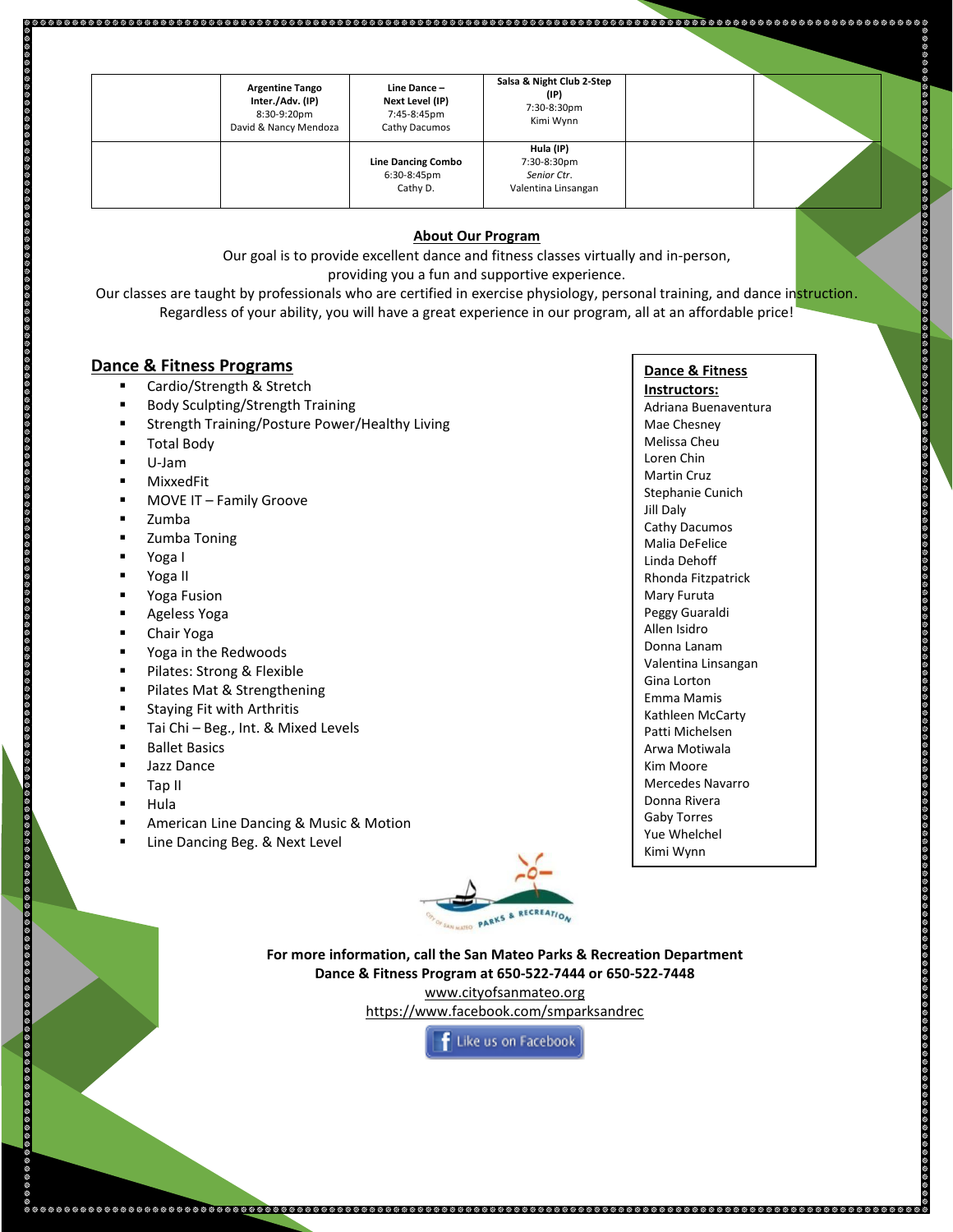| | | | | | |
|---|---|---|---|---|---|
| | **Argentine Tango Inter./Adv. (IP)** 8:30-9:20pm David & Nancy Mendoza | **Line Dance – Next Level (IP)** 7:45-8:45pm Cathy Dacumos | **Salsa & Night Club 2-Step (IP)** 7:30-8:30pm Kimi Wynn | | |
| | | **Line Dancing Combo** 6:30-8:45pm Cathy D. | **Hula (IP)** 7:30-8:30pm *Senior Ctr.* Valentina Linsangan | | |

**About Our Program**

Our goal is to provide excellent dance and fitness classes virtually and in-person, providing you a fun and supportive experience.
Our classes are taught by professionals who are certified in exercise physiology, personal training, and dance instruction. Regardless of your ability, you will have a great experience in our program, all at an affordable price!

## Dance & Fitness Programs

- Cardio/Strength & Stretch
- Body Sculpting/Strength Training
- Strength Training/Posture Power/Healthy Living
- Total Body
- U-Jam
- MixxedFit
- MOVE IT – Family Groove
- Zumba
- Zumba Toning
- Yoga I
- Yoga II
- Yoga Fusion
- Ageless Yoga
- Chair Yoga
- Yoga in the Redwoods
- Pilates: Strong & Flexible
- Pilates Mat & Strengthening
- Staying Fit with Arthritis
- Tai Chi – Beg., Int. & Mixed Levels
- Ballet Basics
- Jazz Dance
- Tap II
- Hula
- American Line Dancing & Music & Motion
- Line Dancing Beg. & Next Level

**Dance & Fitness Instructors:**

Adriana Buenaventura
Mae Chesney
Melissa Cheu
Loren Chin
Martin Cruz
Stephanie Cunich
Jill Daly
Cathy Dacumos
Malia DeFelice
Linda Dehoff
Rhonda Fitzpatrick
Mary Furuta
Peggy Guaraldi
Allen Isidro
Donna Lanam
Valentina Linsangan
Gina Lorton
Emma Mamis
Kathleen McCarty
Patti Michelsen
Arwa Motiwala
Kim Moore
Mercedes Navarro
Donna Rivera
Gaby Torres
Yue Whelchel
Kimi Wynn

**For more information, call the San Mateo Parks & Recreation Department Dance & Fitness Program at 650-522-7444 or 650-522-7448**

www.cityofsanmateo.org

https://www.facebook.com/smparksandrec

Like us on Facebook